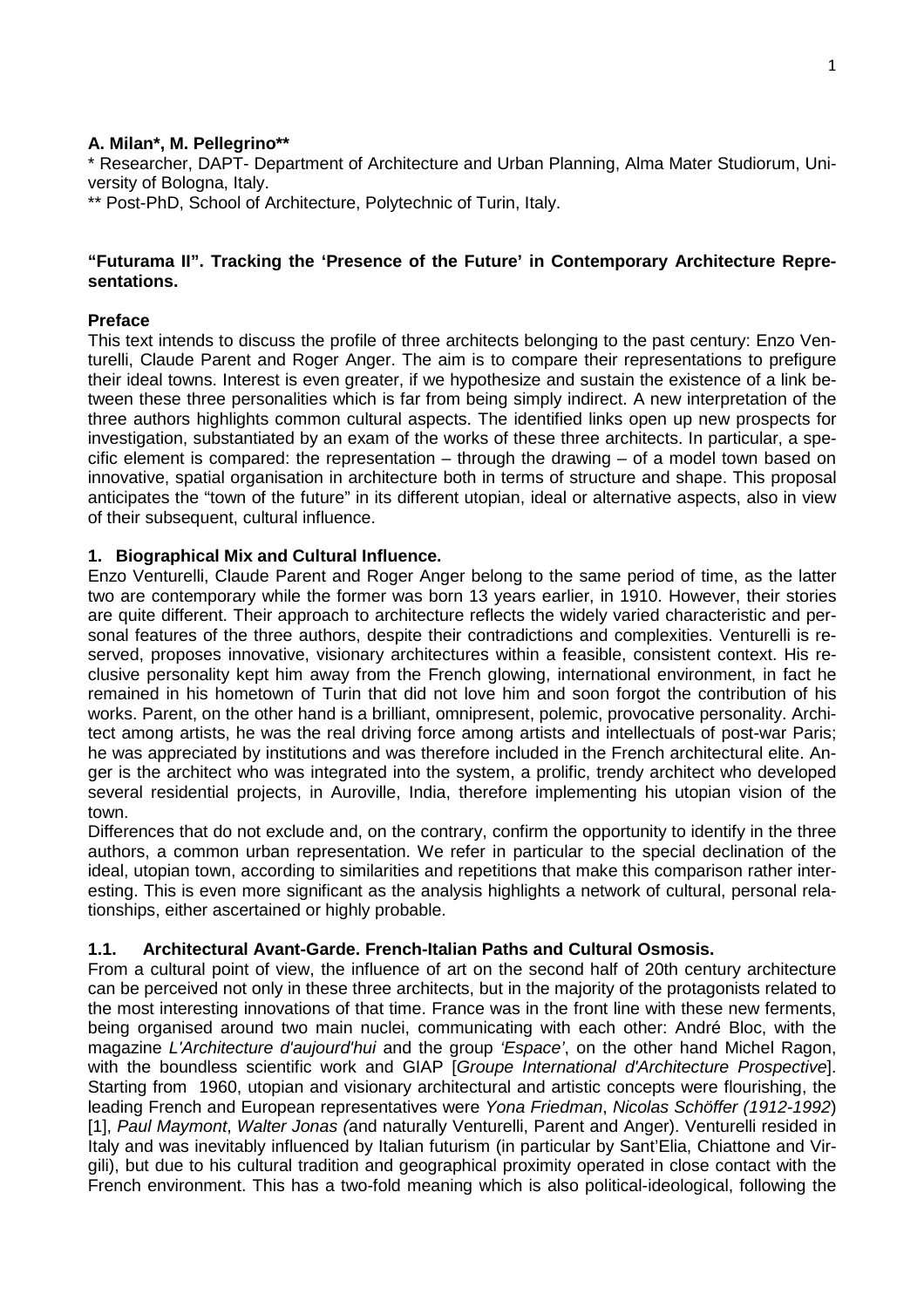**A. Milan\*, M. Pellegrino\*\***

\* Researcher, DAPT- Department of Architecture and Urban Planning, Alma Mater Studiorum, University of Bologna, Italy.

\*\* Post-PhD, School of Architecture, Polytechnic of Turin, Italy.

**"Futurama II". Tracking the 'Presence of the Future' in Contemporary Architecture Representations.**

## Preface

This text intends to discuss the profile of three architects belonging to the past century: Enzo Venturelli, Claude Parent and Roger Anger. The aim is to compare their representations to prefigure their ideal towns. Interest is even greater, if we hypothesize and sustain the existence of a link between these three personalities which is far from being simply indirect. A new interpretation of the three authors highlights common cultural aspects. The identified links open up new prospects for investigation, substantiated by an exam of the works of these three architects. In particular, a specific element is compared: the representation – through the drawing – of a model town based on innovative, spatial organisation in architecture both in terms of structure and shape. This proposal anticipates the "town of the future" in its different utopian, ideal or alternative aspects, also in view of their subsequent, cultural influence.

## 1. Biographical Mix and Cultural Influence.

Enzo Venturelli, Claude Parent and Roger Anger belong to the same period of time, as the latter two are contemporary while the former was born 13 years earlier, in 1910. However, their stories are quite different. Their approach to architecture reflects the widely varied characteristic and personal features of the three authors, despite their contradictions and complexities. Venturelli is reserved, proposes innovative, visionary architectures within a feasible, consistent context. His reclusive personality kept him away from the French glowing, international environment, in fact he remained in his hometown of Turin that did not love him and soon forgot the contribution of his works. Parent, on the other hand is a brilliant, omnipresent, polemic, provocative personality. Architect among artists, he was the real driving force among artists and intellectuals of post-war Paris; he was appreciated by institutions and was therefore included in the French architectural elite. Anger is the architect who was integrated into the system, a prolific, trendy architect who developed several residential projects, in Auroville, India, therefore implementing his utopian vision of the town.

Differences that do not exclude and, on the contrary, confirm the opportunity to identify in the three authors, a common urban representation. We refer in particular to the special declination of the ideal, utopian town, according to similarities and repetitions that make this comparison rather interesting. This is even more significant as the analysis highlights a network of cultural, personal relationships, either ascertained or highly probable.

### 1.1. Architectural Avant-Garde. French-Italian Paths and Cultural Osmosis.

From a cultural point of view, the influence of art on the second half of 20th century architecture can be perceived not only in these three architects, but in the majority of the protagonists related to the most interesting innovations of that time. France was in the front line with these new ferments, being organised around two main nuclei, communicating with each other: André Bloc, with the magazine *L'Architecture d'aujourd'hui* and the group *'Espace'*, on the other hand Michel Ragon, with the boundless scientific work and GIAP [*Groupe International d'Architecture Prospective*]. Starting from 1960, utopian and visionary architectural and artistic concepts were flourishing, the leading French and European representatives were *Yona Friedman*, *Nicolas Schöffer (1912-1992*) [1], *Paul Maymont*, *Walter Jonas (*and naturally Venturelli, Parent and Anger). Venturelli resided in Italy and was inevitably influenced by Italian futurism (in particular by Sant'Elia, Chiattone and Virgili), but due to his cultural tradition and geographical proximity operated in close contact with the French environment. This has a two-fold meaning which is also political-ideological, following the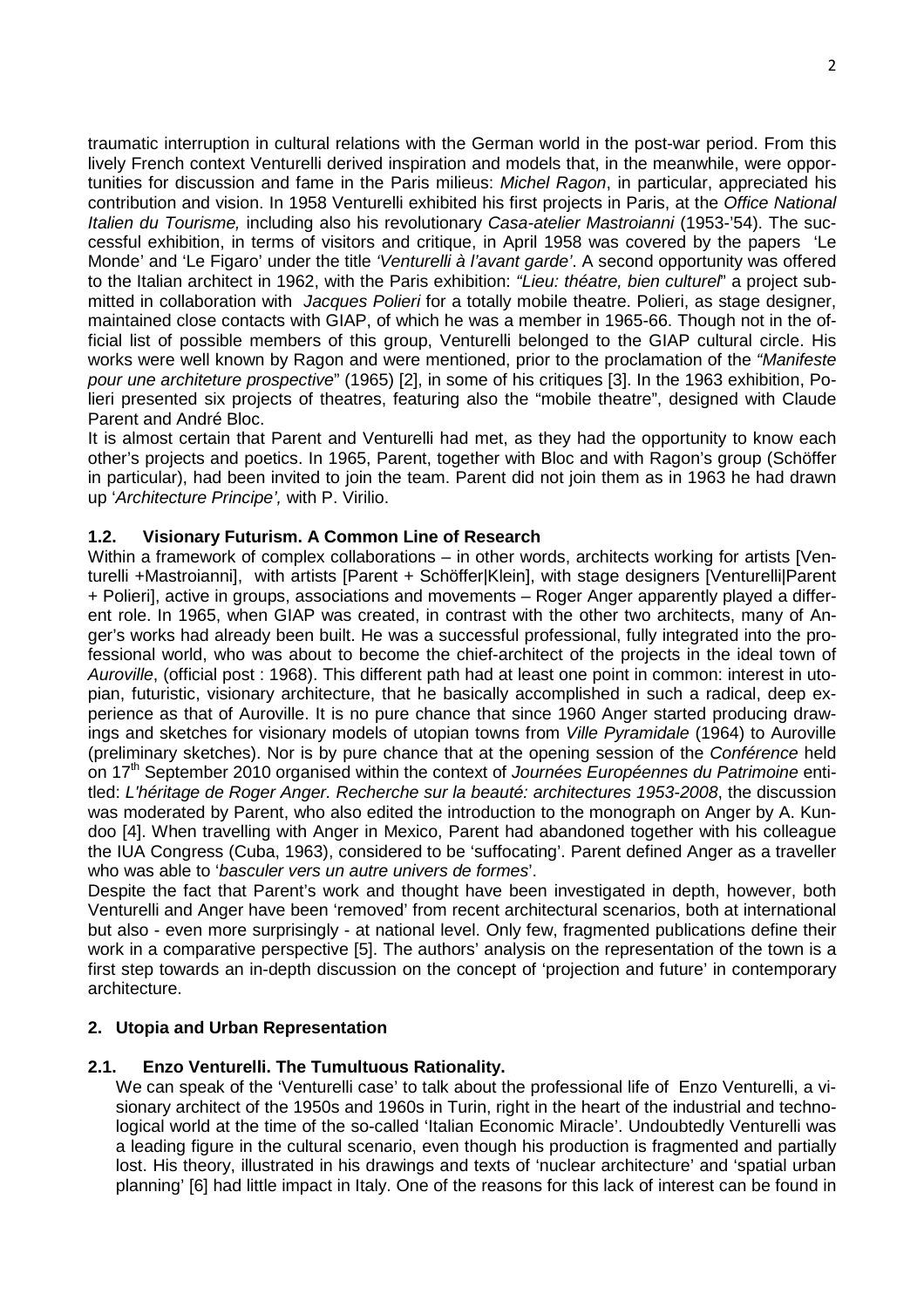traumatic interruption in cultural relations with the German world in the post-war period. From this lively French context Venturelli derived inspiration and models that, in the meanwhile, were opportunities for discussion and fame in the Paris milieus: *Michel Ragon*, in particular, appreciated his contribution and vision. In 1958 Venturelli exhibited his first projects in Paris, at the *Office National Italien du Tourisme,* including also his revolutionary *Casa-atelier Mastroianni* (1953-'54). The successful exhibition, in terms of visitors and critique, in April 1958 was covered by the papers 'Le Monde' and 'Le Figaro' under the title *'Venturelli à l'avant garde'*. A second opportunity was offered to the Italian architect in 1962, with the Paris exhibition: *"Lieu: théatre, bien culturel*" a project submitted in collaboration with *Jacques Polieri* for a totally mobile theatre. Polieri, as stage designer, maintained close contacts with GIAP, of which he was a member in 1965-66. Though not in the official list of possible members of this group, Venturelli belonged to the GIAP cultural circle. His works were well known by Ragon and were mentioned, prior to the proclamation of the *"Manifeste pour une architeture prospective*" (1965) [2], in some of his critiques [3]. In the 1963 exhibition, Polieri presented six projects of theatres, featuring also the "mobile theatre", designed with Claude Parent and André Bloc.

It is almost certain that Parent and Venturelli had met, as they had the opportunity to know each other's projects and poetics. In 1965, Parent, together with Bloc and with Ragon's group (Schöffer in particular), had been invited to join the team. Parent did not join them as in 1963 he had drawn up '*Architecture Principe',* with P. Virilio.

### 1.2. Visionary Futurism. A Common Line of Research

Within a framework of complex collaborations – in other words, architects working for artists [Venturelli +Mastroianni], with artists [Parent + Schöffer|Klein], with stage designers [Venturelli|Parent + Polieri], active in groups, associations and movements – Roger Anger apparently played a different role. In 1965, when GIAP was created, in contrast with the other two architects, many of Anger's works had already been built. He was a successful professional, fully integrated into the professional world, who was about to become the chief-architect of the projects in the ideal town of *Auroville*, (official post : 1968). This different path had at least one point in common: interest in utopian, futuristic, visionary architecture, that he basically accomplished in such a radical, deep experience as that of Auroville. It is no pure chance that since 1960 Anger started producing drawings and sketches for visionary models of utopian towns from *Ville Pyramidale* (1964) to Auroville (preliminary sketches). Nor is by pure chance that at the opening session of the *Conférence* held on 17th September 2010 organised within the context of *Journées Européennes du Patrimoine* entitled: *L'héritage de Roger Anger. Recherche sur la beauté: architectures 1953-2008*, the discussion was moderated by Parent, who also edited the introduction to the monograph on Anger by A. Kundoo [4]. When travelling with Anger in Mexico, Parent had abandoned together with his colleague the IUA Congress (Cuba, 1963), considered to be 'suffocating'. Parent defined Anger as a traveller who was able to '*basculer vers un autre univers de formes*'.

Despite the fact that Parent's work and thought have been investigated in depth, however, both Venturelli and Anger have been 'removed' from recent architectural scenarios, both at international but also - even more surprisingly - at national level. Only few, fragmented publications define their work in a comparative perspective [5]. The authors' analysis on the representation of the town is a first step towards an in-depth discussion on the concept of 'projection and future' in contemporary architecture.

## 2. Utopia and Urban Representation

### 2.1. Enzo Venturelli. The Tumultuous Rationality.

We can speak of the 'Venturelli case' to talk about the professional life of Enzo Venturelli, a visionary architect of the 1950s and 1960s in Turin, right in the heart of the industrial and technological world at the time of the so-called 'Italian Economic Miracle'. Undoubtedly Venturelli was a leading figure in the cultural scenario, even though his production is fragmented and partially lost. His theory, illustrated in his drawings and texts of 'nuclear architecture' and 'spatial urban planning' [6] had little impact in Italy. One of the reasons for this lack of interest can be found in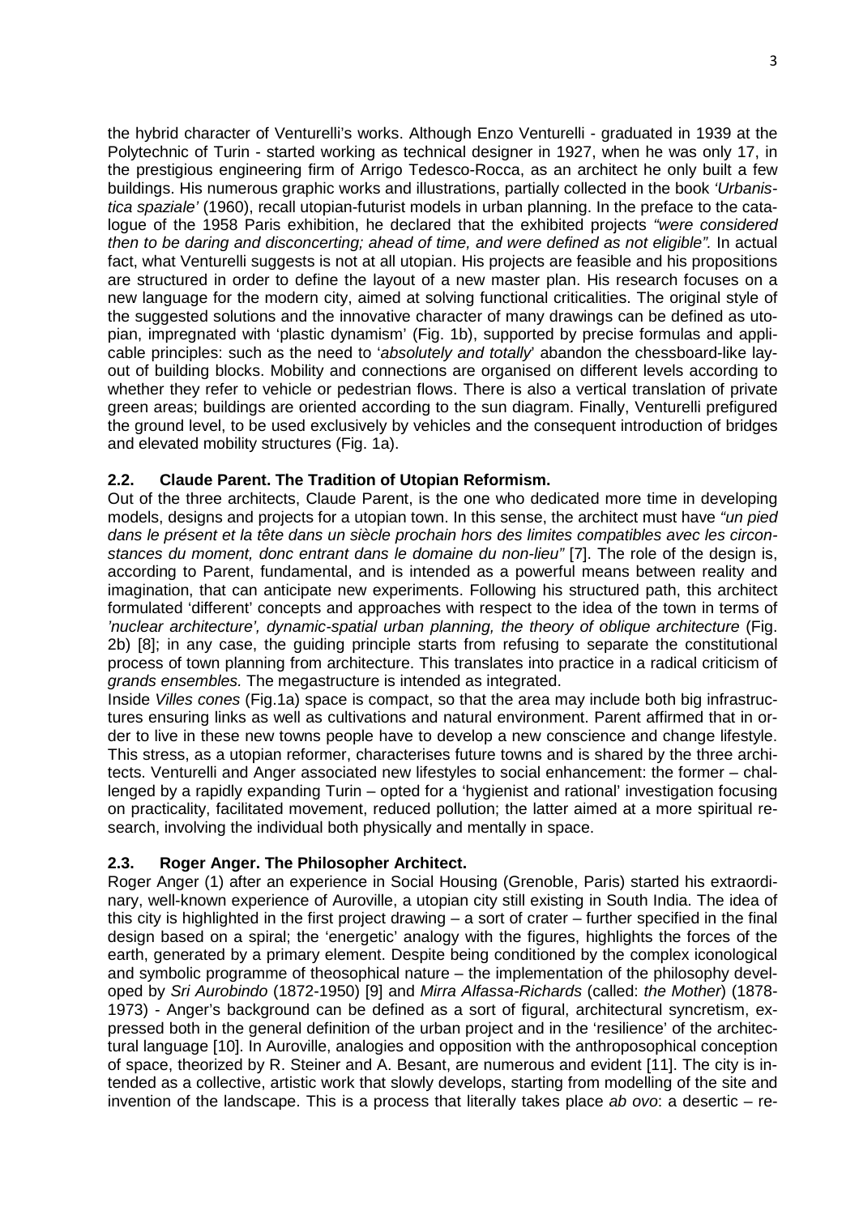the hybrid character of Venturelli's works. Although Enzo Venturelli - graduated in 1939 at the Polytechnic of Turin - started working as technical designer in 1927, when he was only 17, in the prestigious engineering firm of Arrigo Tedesco-Rocca, as an architect he only built a few buildings. His numerous graphic works and illustrations, partially collected in the book *'Urbanistica spaziale'* (1960), recall utopian-futurist models in urban planning. In the preface to the catalogue of the 1958 Paris exhibition, he declared that the exhibited projects *"were considered then to be daring and disconcerting; ahead of time, and were defined as not eligible".* In actual fact, what Venturelli suggests is not at all utopian. His projects are feasible and his propositions are structured in order to define the layout of a new master plan. His research focuses on a new language for the modern city, aimed at solving functional criticalities. The original style of the suggested solutions and the innovative character of many drawings can be defined as utopian, impregnated with 'plastic dynamism' (Fig. 1b), supported by precise formulas and applicable principles: such as the need to '*absolutely and totally*' abandon the chessboard-like layout of building blocks. Mobility and connections are organised on different levels according to whether they refer to vehicle or pedestrian flows. There is also a vertical translation of private green areas; buildings are oriented according to the sun diagram. Finally, Venturelli prefigured the ground level, to be used exclusively by vehicles and the consequent introduction of bridges and elevated mobility structures (Fig. 1a).

### 2.2. Claude Parent. The Tradition of Utopian Reformism.

Out of the three architects, Claude Parent, is the one who dedicated more time in developing models, designs and projects for a utopian town. In this sense, the architect must have *"un pied dans le présent et la tête dans un siècle prochain hors des limites compatibles avec les circonstances du moment, donc entrant dans le domaine du non-lieu"* [7]. The role of the design is, according to Parent, fundamental, and is intended as a powerful means between reality and imagination, that can anticipate new experiments. Following his structured path, this architect formulated 'different' concepts and approaches with respect to the idea of the town in terms of *'nuclear architecture', dynamic-spatial urban planning, the theory of oblique architecture* (Fig. 2b) [8]; in any case, the guiding principle starts from refusing to separate the constitutional process of town planning from architecture. This translates into practice in a radical criticism of *grands ensembles.* The megastructure is intended as integrated.

Inside *Villes cones* (Fig.1a) space is compact, so that the area may include both big infrastructures ensuring links as well as cultivations and natural environment. Parent affirmed that in order to live in these new towns people have to develop a new conscience and change lifestyle. This stress, as a utopian reformer, characterises future towns and is shared by the three architects. Venturelli and Anger associated new lifestyles to social enhancement: the former – challenged by a rapidly expanding Turin – opted for a 'hygienist and rational' investigation focusing on practicality, facilitated movement, reduced pollution; the latter aimed at a more spiritual research, involving the individual both physically and mentally in space.

### 2.3. Roger Anger. The Philosopher Architect.

Roger Anger (1) after an experience in Social Housing (Grenoble, Paris) started his extraordinary, well-known experience of Auroville, a utopian city still existing in South India. The idea of this city is highlighted in the first project drawing – a sort of crater – further specified in the final design based on a spiral; the 'energetic' analogy with the figures, highlights the forces of the earth, generated by a primary element. Despite being conditioned by the complex iconological and symbolic programme of theosophical nature – the implementation of the philosophy developed by *Sri Aurobindo* (1872-1950) [9] and *Mirra Alfassa-Richards* (called: *the Mother*) (1878-1973) - Anger's background can be defined as a sort of figural, architectural syncretism, expressed both in the general definition of the urban project and in the 'resilience' of the architectural language [10]. In Auroville, analogies and opposition with the anthroposophical conception of space, theorized by R. Steiner and A. Besant, are numerous and evident [11]. The city is intended as a collective, artistic work that slowly develops, starting from modelling of the site and invention of the landscape. This is a process that literally takes place *ab ovo*: a desertic – re-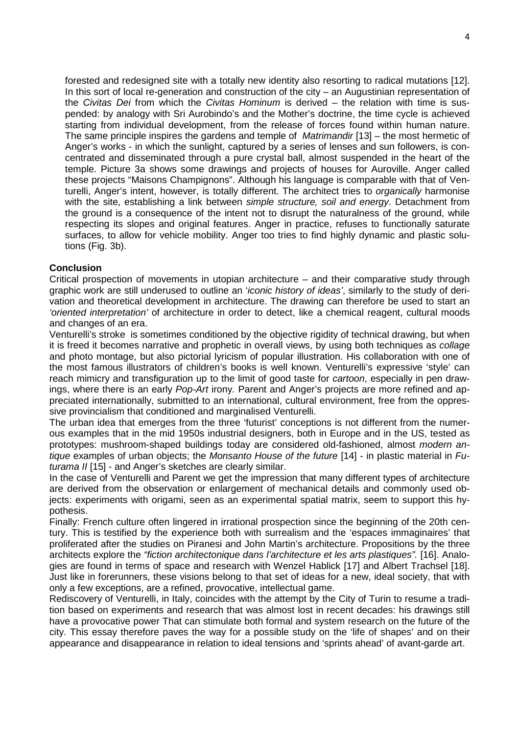forested and redesigned site with a totally new identity also resorting to radical mutations [12]. In this sort of local re-generation and construction of the city – an Augustinian representation of the *Civitas Dei* from which the *Civitas Hominum* is derived – the relation with time is suspended: by analogy with Sri Aurobindo's and the Mother's doctrine, the time cycle is achieved starting from individual development, from the release of forces found within human nature. The same principle inspires the gardens and temple of *Matrimandir* [13] – the most hermetic of Anger's works - in which the sunlight, captured by a series of lenses and sun followers, is concentrated and disseminated through a pure crystal ball, almost suspended in the heart of the temple. Picture 3a shows some drawings and projects of houses for Auroville. Anger called these projects "Maisons Champignons". Although his language is comparable with that of Venturelli, Anger's intent, however, is totally different. The architect tries to *organically* harmonise with the site, establishing a link between *simple structure, soil and energy*. Detachment from the ground is a consequence of the intent not to disrupt the naturalness of the ground, while respecting its slopes and original features. Anger in practice, refuses to functionally saturate surfaces, to allow for vehicle mobility. Anger too tries to find highly dynamic and plastic solutions (Fig. 3b).

**Conclusion**

Critical prospection of movements in utopian architecture – and their comparative study through graphic work are still underused to outline an '*iconic history of ideas'*, similarly to the study of derivation and theoretical development in architecture. The drawing can therefore be used to start an *'oriented interpretation'* of architecture in order to detect, like a chemical reagent, cultural moods and changes of an era.

Venturelli's stroke is sometimes conditioned by the objective rigidity of technical drawing, but when it is freed it becomes narrative and prophetic in overall views, by using both techniques as *collage* and photo montage, but also pictorial lyricism of popular illustration. His collaboration with one of the most famous illustrators of children's books is well known. Venturelli's expressive 'style' can reach mimicry and transfiguration up to the limit of good taste for *cartoon*, especially in pen drawings, where there is an early *Pop-Art* irony. Parent and Anger's projects are more refined and appreciated internationally, submitted to an international, cultural environment, free from the oppressive provincialism that conditioned and marginalised Venturelli.

The urban idea that emerges from the three 'futurist' conceptions is not different from the numerous examples that in the mid 1950s industrial designers, both in Europe and in the US, tested as prototypes: mushroom-shaped buildings today are considered old-fashioned, almost *modern antique* examples of urban objects; the *Monsanto House of the future* [14] - in plastic material in *Futurama II* [15] - and Anger's sketches are clearly similar.

In the case of Venturelli and Parent we get the impression that many different types of architecture are derived from the observation or enlargement of mechanical details and commonly used objects: experiments with origami, seen as an experimental spatial matrix, seem to support this hypothesis.

Finally: French culture often lingered in irrational prospection since the beginning of the 20th century. This is testified by the experience both with surrealism and the 'espaces immaginaires' that proliferated after the studies on Piranesi and John Martin's architecture. Propositions by the three architects explore the *"fiction architectonique dans l'architecture et les arts plastiques".* [16]. Analogies are found in terms of space and research with Wenzel Hablick [17] and Albert Trachsel [18]. Just like in forerunners, these visions belong to that set of ideas for a new, ideal society, that with only a few exceptions, are a refined, provocative, intellectual game.

Rediscovery of Venturelli, in Italy, coincides with the attempt by the City of Turin to resume a tradition based on experiments and research that was almost lost in recent decades: his drawings still have a provocative power That can stimulate both formal and system research on the future of the city. This essay therefore paves the way for a possible study on the 'life of shapes' and on their appearance and disappearance in relation to ideal tensions and 'sprints ahead' of avant-garde art.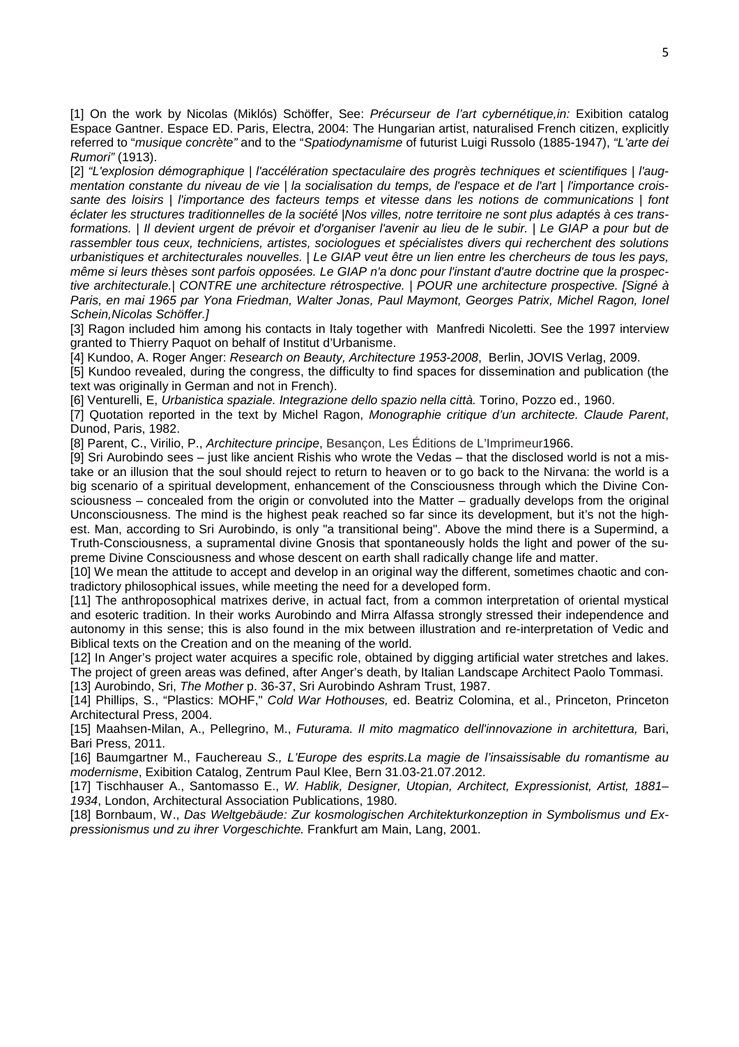[1] On the work by Nicolas (Miklós) Schöffer, See: *Précurseur de l'art cybernétique,in:* Exibition catalog Espace Gantner. Espace ED. Paris, Electra, 2004: The Hungarian artist, naturalised French citizen, explicitly referred to "*musique concrète"* and to the "*Spatiodynamisme* of futurist Luigi Russolo (1885-1947), *"L'arte dei Rumori"* (1913).

[2] *"L'explosion démographique | l'accélération spectaculaire des progrès techniques et scientifiques | l'augmentation constante du niveau de vie | la socialisation du temps, de l'espace et de l'art | l'importance croissante des loisirs | l'importance des facteurs temps et vitesse dans les notions de communications | font éclater les structures traditionnelles de la société |Nos villes, notre territoire ne sont plus adaptés à ces transformations. | Il devient urgent de prévoir et d'organiser l'avenir au lieu de le subir. | Le GIAP a pour but de rassembler tous ceux, techniciens, artistes, sociologues et spécialistes divers qui recherchent des solutions urbanistiques et architecturales nouvelles. | Le GIAP veut être un lien entre les chercheurs de tous les pays, même si leurs thèses sont parfois opposées. Le GIAP n'a donc pour l'instant d'autre doctrine que la prospective architecturale.| CONTRE une architecture rétrospective. | POUR une architecture prospective. [Signé à Paris, en mai 1965 par Yona Friedman, Walter Jonas, Paul Maymont, Georges Patrix, Michel Ragon, Ionel Schein,Nicolas Schöffer.]*

[3] Ragon included him among his contacts in Italy together with Manfredi Nicoletti. See the 1997 interview granted to Thierry Paquot on behalf of Institut d'Urbanisme.

[4] Kundoo, A. Roger Anger: *Research on Beauty, Architecture 1953-2008*, Berlin, JOVIS Verlag, 2009.

[5] Kundoo revealed, during the congress, the difficulty to find spaces for dissemination and publication (the text was originally in German and not in French).

[6] Venturelli, E, *Urbanistica spaziale. Integrazione dello spazio nella città.* Torino, Pozzo ed., 1960.

[7] Quotation reported in the text by Michel Ragon, *Monographie critique d'un architecte. Claude Parent*, Dunod, Paris, 1982.

[8] Parent, C., Virilio, P., *Architecture principe*, Besançon, Les Éditions de L'Imprimeur1966.

[9] Sri Aurobindo sees – just like ancient Rishis who wrote the Vedas – that the disclosed world is not a mistake or an illusion that the soul should reject to return to heaven or to go back to the Nirvana: the world is a big scenario of a spiritual development, enhancement of the Consciousness through which the Divine Consciousness – concealed from the origin or convoluted into the Matter – gradually develops from the original Unconsciousness. The mind is the highest peak reached so far since its development, but it's not the highest. Man, according to Sri Aurobindo, is only "a transitional being". Above the mind there is a Supermind, a Truth-Consciousness, a supramental divine Gnosis that spontaneously holds the light and power of the supreme Divine Consciousness and whose descent on earth shall radically change life and matter.

[10] We mean the attitude to accept and develop in an original way the different, sometimes chaotic and contradictory philosophical issues, while meeting the need for a developed form.

[11] The anthroposophical matrixes derive, in actual fact, from a common interpretation of oriental mystical and esoteric tradition. In their works Aurobindo and Mirra Alfassa strongly stressed their independence and autonomy in this sense; this is also found in the mix between illustration and re-interpretation of Vedic and Biblical texts on the Creation and on the meaning of the world.

[12] In Anger's project water acquires a specific role, obtained by digging artificial water stretches and lakes. The project of green areas was defined, after Anger's death, by Italian Landscape Architect Paolo Tommasi.

[13] Aurobindo, Sri, *The Mother* p. 36-37, Sri Aurobindo Ashram Trust, 1987.

[14] Phillips, S., "Plastics: MOHF," *Cold War Hothouses,* ed. Beatriz Colomina, et al., Princeton, Princeton Architectural Press, 2004.

[15] Maahsen-Milan, A., Pellegrino, M., *Futurama. Il mito magmatico dell'innovazione in architettura,* Bari, Bari Press, 2011.

[16] Baumgartner M., Fauchereau *S., L'Europe des esprits.La magie de l'insaissisable du romantisme au modernisme*, Exibition Catalog, Zentrum Paul Klee, Bern 31.03-21.07.2012.

[17] Tischhauser A., Santomasso E., *W. Hablik, Designer, Utopian, Architect, Expressionist, Artist, 1881–1934*, London, Architectural Association Publications, 1980.

[18] Bornbaum, W., *Das Weltgebäude: Zur kosmologischen Architekturkonzeption in Symbolismus und Expressionismus und zu ihrer Vorgeschichte.* Frankfurt am Main, Lang, 2001.